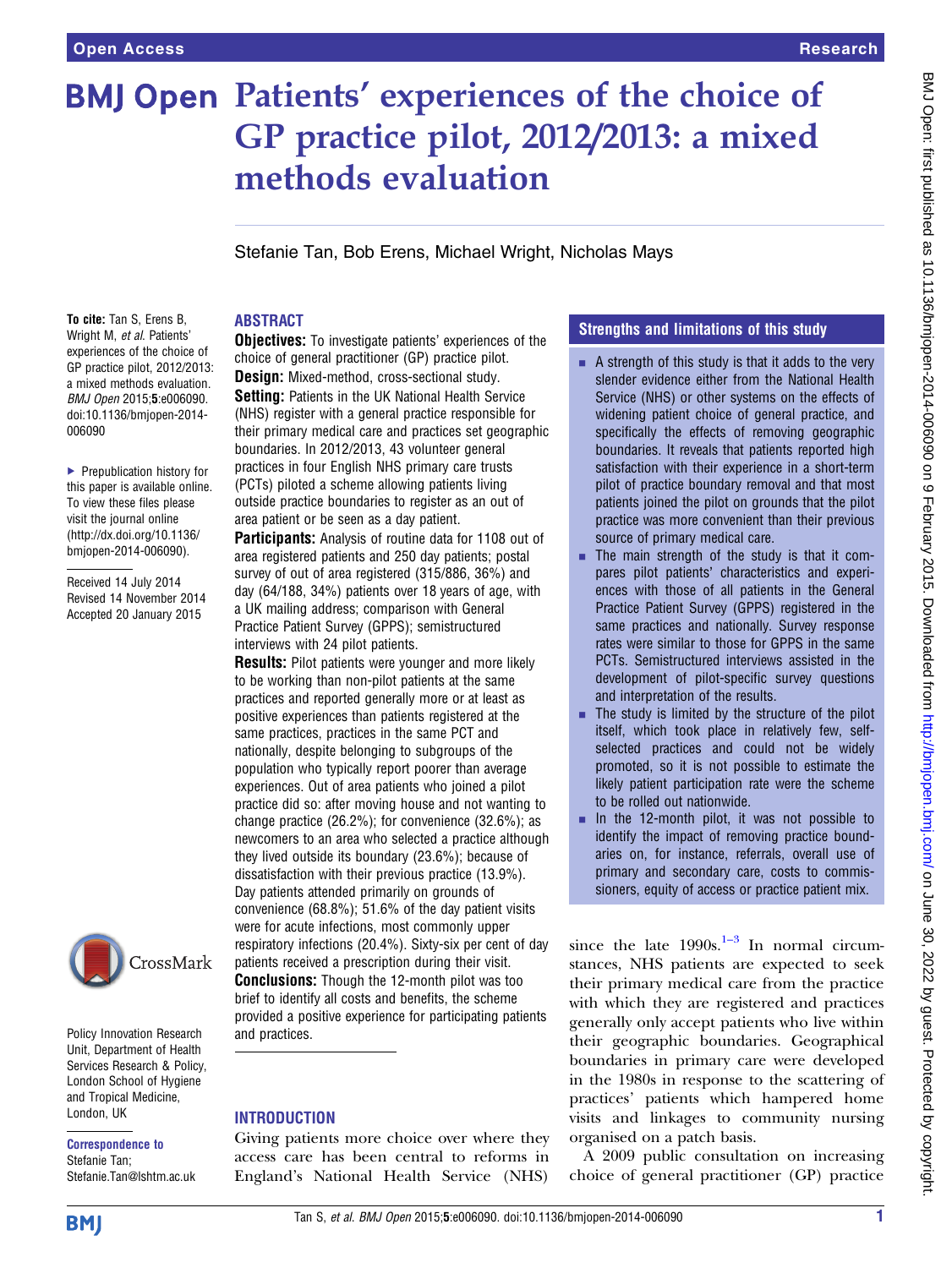# Patients' experiences of the choice of GP practice pilot, 2012/2013: a mixed methods evaluation

Stefanie Tan, Bob Erens, Michael Wright, Nicholas Mays

**To cite:** Tan S, Erens B, Wright M, *et al*. Patients' experiences of the choice of GP practice pilot, 2012/2013: a mixed methods evaluation. *BMJ Open* 2015;**5**:e006090. doi:10.1136/bmjopen-2014-006090

▸ Prepublication history for this paper is available online. To view these files please visit the journal online (http://dx.doi.org/10.1136/bmjopen-2014-006090).

Received 14 July 2014
Revised 14 November 2014
Accepted 20 January 2015

Policy Innovation Research Unit, Department of Health Services Research & Policy, London School of Hygiene and Tropical Medicine, London, UK

**Correspondence to**
Stefanie Tan;
Stefanie.Tan@lshtm.ac.uk

## ABSTRACT

**Objectives:** To investigate patients' experiences of the choice of general practitioner (GP) practice pilot.

**Design:** Mixed-method, cross-sectional study.

**Setting:** Patients in the UK National Health Service (NHS) register with a general practice responsible for their primary medical care and practices set geographic boundaries. In 2012/2013, 43 volunteer general practices in four English NHS primary care trusts (PCTs) piloted a scheme allowing patients living outside practice boundaries to register as an out of area patient or be seen as a day patient.

**Participants:** Analysis of routine data for 1108 out of area registered patients and 250 day patients; postal survey of out of area registered (315/886, 36%) and day (64/188, 34%) patients over 18 years of age, with a UK mailing address; comparison with General Practice Patient Survey (GPPS); semistructured interviews with 24 pilot patients.

**Results:** Pilot patients were younger and more likely to be working than non-pilot patients at the same practices and reported generally more or at least as positive experiences than patients registered at the same practices, practices in the same PCT and nationally, despite belonging to subgroups of the population who typically report poorer than average experiences. Out of area patients who joined a pilot practice did so: after moving house and not wanting to change practice (26.2%); for convenience (32.6%); as newcomers to an area who selected a practice although they lived outside its boundary (23.6%); because of dissatisfaction with their previous practice (13.9%). Day patients attended primarily on grounds of convenience (68.8%); 51.6% of the day patient visits were for acute infections, most commonly upper respiratory infections (20.4%). Sixty-six per cent of day patients received a prescription during their visit.

**Conclusions:** Though the 12-month pilot was too brief to identify all costs and benefits, the scheme provided a positive experience for participating patients and practices.

## Strengths and limitations of this study

- A strength of this study is that it adds to the very slender evidence either from the National Health Service (NHS) or other systems on the effects of widening patient choice of general practice, and specifically the effects of removing geographic boundaries. It reveals that patients reported high satisfaction with their experience in a short-term pilot of practice boundary removal and that most patients joined the pilot on grounds that the pilot practice was more convenient than their previous source of primary medical care.
- The main strength of the study is that it compares pilot patients' characteristics and experiences with those of all patients in the General Practice Patient Survey (GPPS) registered in the same practices and nationally. Survey response rates were similar to those for GPPS in the same PCTs. Semistructured interviews assisted in the development of pilot-specific survey questions and interpretation of the results.
- The study is limited by the structure of the pilot itself, which took place in relatively few, self-selected practices and could not be widely promoted, so it is not possible to estimate the likely patient participation rate were the scheme to be rolled out nationwide.
- In the 12-month pilot, it was not possible to identify the impact of removing practice boundaries on, for instance, referrals, overall use of primary and secondary care, costs to commissioners, equity of access or practice patient mix.

## INTRODUCTION

Giving patients more choice over where they access care has been central to reforms in England's National Health Service (NHS) since the late 1990s.[1–3] In normal circumstances, NHS patients are expected to seek their primary medical care from the practice with which they are registered and practices generally only accept patients who live within their geographic boundaries. Geographical boundaries in primary care were developed in the 1980s in response to the scattering of practices' patients which hampered home visits and linkages to community nursing organised on a patch basis.

A 2009 public consultation on increasing choice of general practitioner (GP) practice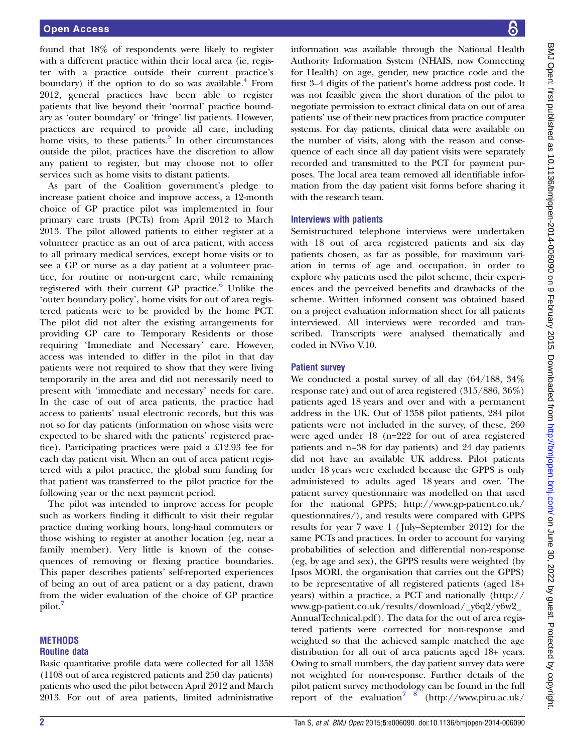found that 18% of respondents were likely to register with a different practice within their local area (ie, register with a practice outside their current practice's boundary) if the option to do so was available.[4] From 2012, general practices have been able to register patients that live beyond their 'normal' practice boundary as 'outer boundary' or 'fringe' list patients. However, practices are required to provide all care, including home visits, to these patients.[5] In other circumstances outside the pilot, practices have the discretion to allow any patient to register, but may choose not to offer services such as home visits to distant patients.

As part of the Coalition government's pledge to increase patient choice and improve access, a 12-month choice of GP practice pilot was implemented in four primary care trusts (PCTs) from April 2012 to March 2013. The pilot allowed patients to either register at a volunteer practice as an out of area patient, with access to all primary medical services, except home visits or to see a GP or nurse as a day patient at a volunteer practice, for routine or non-urgent care, while remaining registered with their current GP practice.[6] Unlike the 'outer boundary policy', home visits for out of area registered patients were to be provided by the home PCT. The pilot did not alter the existing arrangements for providing GP care to Temporary Residents or those requiring 'Immediate and Necessary' care. However, access was intended to differ in the pilot in that day patients were not required to show that they were living temporarily in the area and did not necessarily need to present with 'immediate and necessary' needs for care. In the case of out of area patients, the practice had access to patients' usual electronic records, but this was not so for day patients (information on whose visits were expected to be shared with the patients' registered practice). Participating practices were paid a £12.93 fee for each day patient visit. When an out of area patient registered with a pilot practice, the global sum funding for that patient was transferred to the pilot practice for the following year or the next payment period.

The pilot was intended to improve access for people such as workers finding it difficult to visit their regular practice during working hours, long-haul commuters or those wishing to register at another location (eg, near a family member). Very little is known of the consequences of removing or flexing practice boundaries. This paper describes patients' self-reported experiences of being an out of area patient or a day patient, drawn from the wider evaluation of the choice of GP practice pilot.[7]

## METHODS

### Routine data

Basic quantitative profile data were collected for all 1358 (1108 out of area registered patients and 250 day patients) patients who used the pilot between April 2012 and March 2013. For out of area patients, limited administrative information was available through the National Health Authority Information System (NHAIS, now Connecting for Health) on age, gender, new practice code and the first 3–4 digits of the patient's home address post code. It was not feasible given the short duration of the pilot to negotiate permission to extract clinical data on out of area patients' use of their new practices from practice computer systems. For day patients, clinical data were available on the number of visits, along with the reason and consequence of each since all day patient visits were separately recorded and transmitted to the PCT for payment purposes. The local area team removed all identifiable information from the day patient visit forms before sharing it with the research team.

### Interviews with patients

Semistructured telephone interviews were undertaken with 18 out of area registered patients and six day patients chosen, as far as possible, for maximum variation in terms of age and occupation, in order to explore why patients used the pilot scheme, their experiences and the perceived benefits and drawbacks of the scheme. Written informed consent was obtained based on a project evaluation information sheet for all patients interviewed. All interviews were recorded and transcribed. Transcripts were analysed thematically and coded in NVivo V.10.

### Patient survey

We conducted a postal survey of all day (64/188, 34% response rate) and out of area registered (315/886, 36%) patients aged 18 years and over and with a permanent address in the UK. Out of 1358 pilot patients, 284 pilot patients were not included in the survey, of these, 260 were aged under 18 (n=222 for out of area registered patients and n=38 for day patients) and 24 day patients did not have an available UK address. Pilot patients under 18 years were excluded because the GPPS is only administered to adults aged 18 years and over. The patient survey questionnaire was modelled on that used for the national GPPS; http://www.gp-patient.co.uk/questionnaires/), and results were compared with GPPS results for year 7 wave 1 (July–September 2012) for the same PCTs and practices. In order to account for varying probabilities of selection and differential non-response (eg, by age and sex), the GPPS results were weighted (by Ipsos MORI, the organisation that carries out the GPPS) to be representative of all registered patients (aged 18+ years) within a practice, a PCT and nationally (http://www.gp-patient.co.uk/results/download/_y6q2/y6w2_AnnualTechnical.pdf). The data for the out of area registered patients were corrected for non-response and weighted so that the achieved sample matched the age distribution for all out of area patients aged 18+ years. Owing to small numbers, the day patient survey data were not weighted for non-response. Further details of the pilot patient survey methodology can be found in the full report of the evaluation[7 8] (http://www.piru.ac.uk/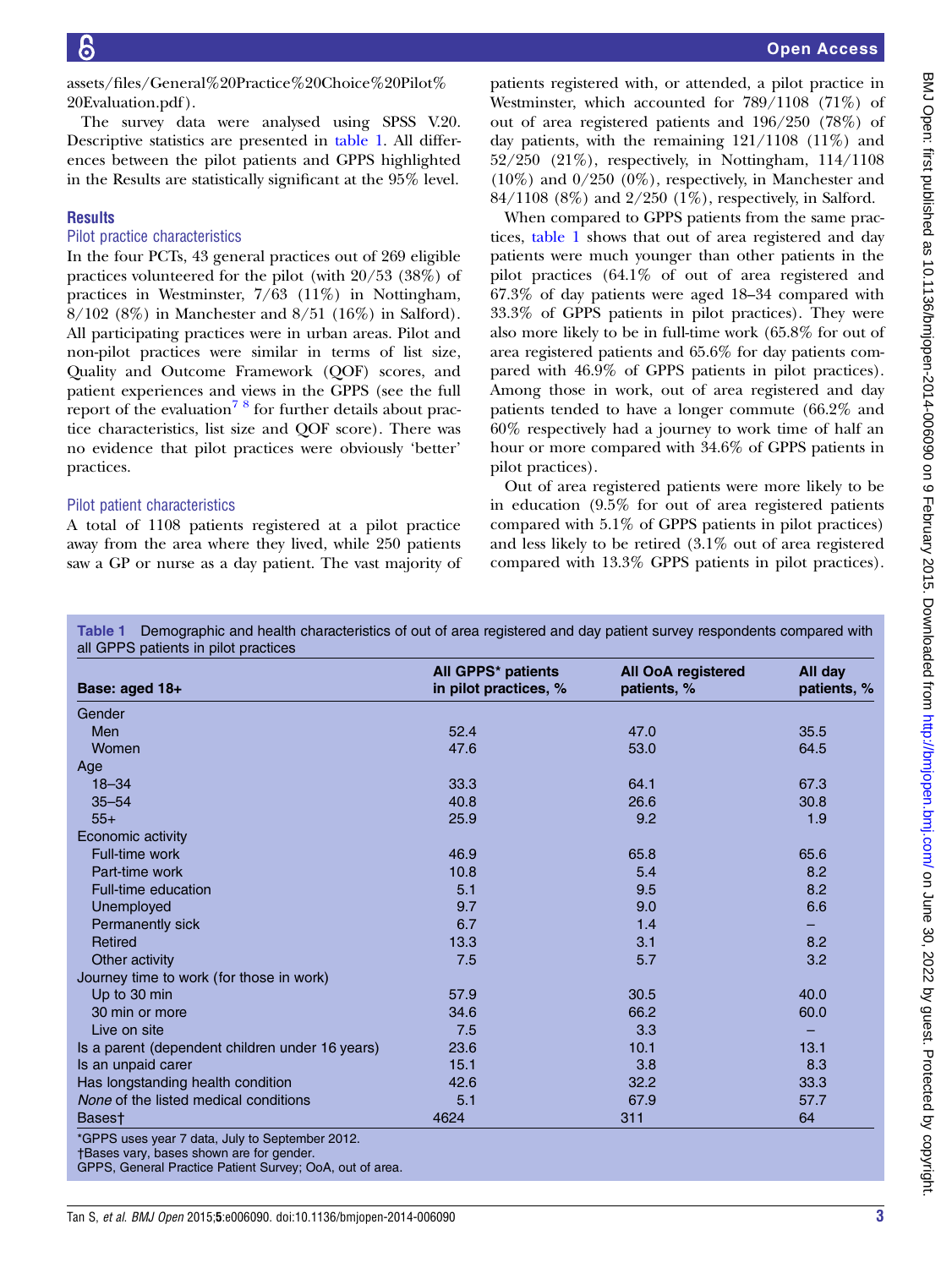assets/files/General%20Practice%20Choice%20Pilot%20Evaluation.pdf).

The survey data were analysed using SPSS V.20. Descriptive statistics are presented in table 1. All differences between the pilot patients and GPPS highlighted in the Results are statistically significant at the 95% level.

## Results

### Pilot practice characteristics

In the four PCTs, 43 general practices out of 269 eligible practices volunteered for the pilot (with 20/53 (38%) of practices in Westminster, 7/63 (11%) in Nottingham, 8/102 (8%) in Manchester and 8/51 (16%) in Salford). All participating practices were in urban areas. Pilot and non-pilot practices were similar in terms of list size, Quality and Outcome Framework (QOF) scores, and patient experiences and views in the GPPS (see the full report of the evaluation[7 8] for further details about practice characteristics, list size and QOF score). There was no evidence that pilot practices were obviously 'better' practices.

### Pilot patient characteristics

A total of 1108 patients registered at a pilot practice away from the area where they lived, while 250 patients saw a GP or nurse as a day patient. The vast majority of patients registered with, or attended, a pilot practice in Westminster, which accounted for 789/1108 (71%) of out of area registered patients and 196/250 (78%) of day patients, with the remaining 121/1108 (11%) and 52/250 (21%), respectively, in Nottingham, 114/1108 (10%) and 0/250 (0%), respectively, in Manchester and 84/1108 (8%) and 2/250 (1%), respectively, in Salford.

When compared to GPPS patients from the same practices, table 1 shows that out of area registered and day patients were much younger than other patients in the pilot practices (64.1% of out of area registered and 67.3% of day patients were aged 18–34 compared with 33.3% of GPPS patients in pilot practices). They were also more likely to be in full-time work (65.8% for out of area registered patients and 65.6% for day patients compared with 46.9% of GPPS patients in pilot practices). Among those in work, out of area registered and day patients tended to have a longer commute (66.2% and 60% respectively had a journey to work time of half an hour or more compared with 34.6% of GPPS patients in pilot practices).

Out of area registered patients were more likely to be in education (9.5% for out of area registered patients compared with 5.1% of GPPS patients in pilot practices) and less likely to be retired (3.1% out of area registered compared with 13.3% GPPS patients in pilot practices).

**Table 1** Demographic and health characteristics of out of area registered and day patient survey respondents compared with all GPPS patients in pilot practices

| Base: aged 18+ | All GPPS* patients in pilot practices, % | All OoA registered patients, % | All day patients, % |
|---|---|---|---|
| Gender | | | |
| Men | 52.4 | 47.0 | 35.5 |
| Women | 47.6 | 53.0 | 64.5 |
| Age | | | |
| 18–34 | 33.3 | 64.1 | 67.3 |
| 35–54 | 40.8 | 26.6 | 30.8 |
| 55+ | 25.9 | 9.2 | 1.9 |
| Economic activity | | | |
| Full-time work | 46.9 | 65.8 | 65.6 |
| Part-time work | 10.8 | 5.4 | 8.2 |
| Full-time education | 5.1 | 9.5 | 8.2 |
| Unemployed | 9.7 | 9.0 | 6.6 |
| Permanently sick | 6.7 | 1.4 | – |
| Retired | 13.3 | 3.1 | 8.2 |
| Other activity | 7.5 | 5.7 | 3.2 |
| Journey time to work (for those in work) | | | |
| Up to 30 min | 57.9 | 30.5 | 40.0 |
| 30 min or more | 34.6 | 66.2 | 60.0 |
| Live on site | 7.5 | 3.3 | – |
| Is a parent (dependent children under 16 years) | 23.6 | 10.1 | 13.1 |
| Is an unpaid carer | 15.1 | 3.8 | 8.3 |
| Has longstanding health condition | 42.6 | 32.2 | 33.3 |
| *None* of the listed medical conditions | 5.1 | 67.9 | 57.7 |
| Bases† | 4624 | 311 | 64 |

*GPPS uses year 7 data, July to September 2012.
†Bases vary, bases shown are for gender.
GPPS, General Practice Patient Survey; OoA, out of area.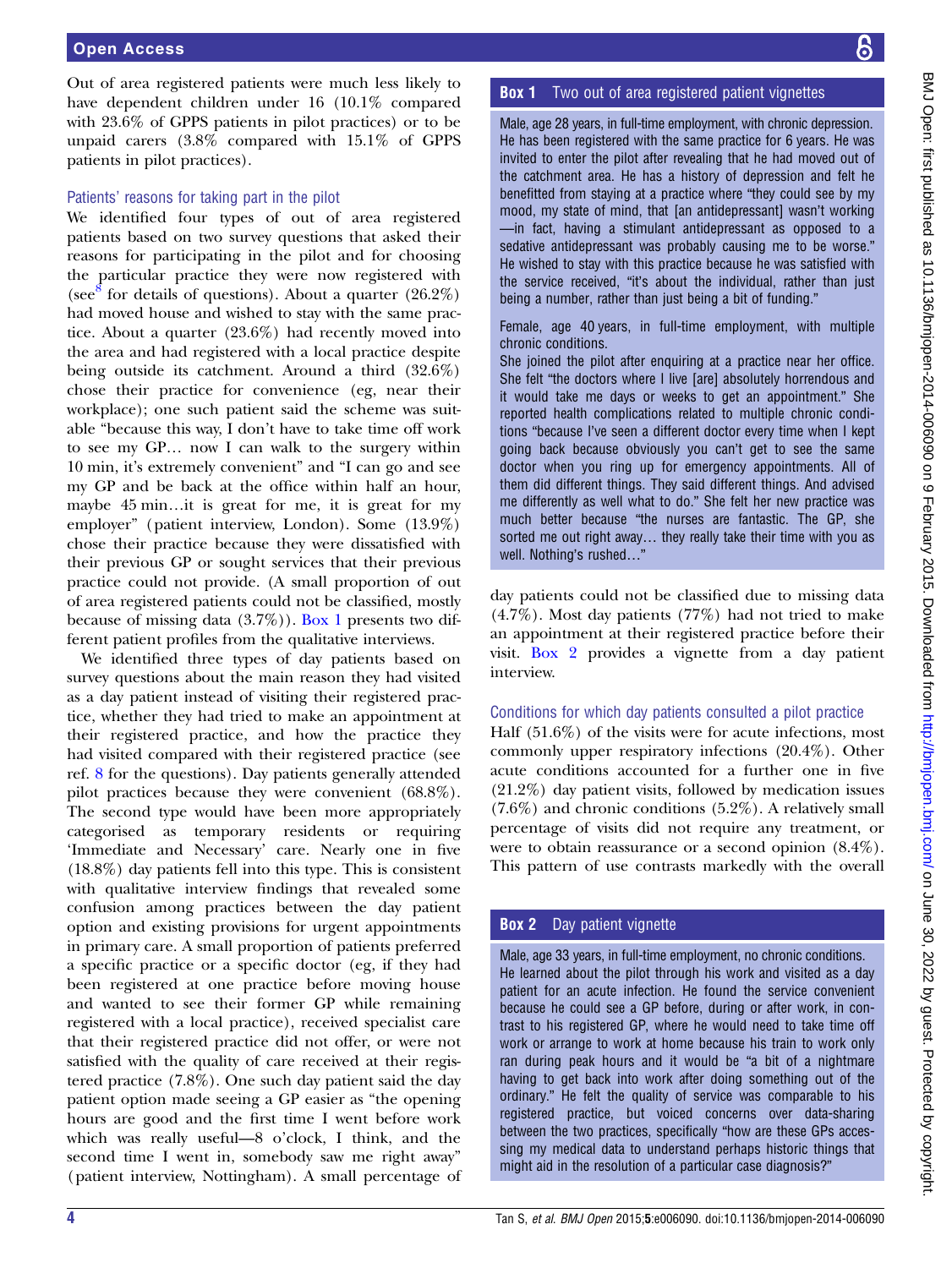Out of area registered patients were much less likely to have dependent children under 16 (10.1% compared with 23.6% of GPPS patients in pilot practices) or to be unpaid carers (3.8% compared with 15.1% of GPPS patients in pilot practices).

### Patients' reasons for taking part in the pilot

We identified four types of out of area registered patients based on two survey questions that asked their reasons for participating in the pilot and for choosing the particular practice they were now registered with (see[8] for details of questions). About a quarter (26.2%) had moved house and wished to stay with the same practice. About a quarter (23.6%) had recently moved into the area and had registered with a local practice despite being outside its catchment. Around a third (32.6%) chose their practice for convenience (eg, near their workplace); one such patient said the scheme was suitable "because this way, I don't have to take time off work to see my GP… now I can walk to the surgery within 10 min, it's extremely convenient" and "I can go and see my GP and be back at the office within half an hour, maybe 45 min…it is great for me, it is great for my employer" (patient interview, London). Some (13.9%) chose their practice because they were dissatisfied with their previous GP or sought services that their previous practice could not provide. (A small proportion of out of area registered patients could not be classified, mostly because of missing data (3.7%)). Box 1 presents two different patient profiles from the qualitative interviews.

We identified three types of day patients based on survey questions about the main reason they had visited as a day patient instead of visiting their registered practice, whether they had tried to make an appointment at their registered practice, and how the practice they had visited compared with their registered practice (see ref. 8 for the questions). Day patients generally attended pilot practices because they were convenient (68.8%). The second type would have been more appropriately categorised as temporary residents or requiring 'Immediate and Necessary' care. Nearly one in five (18.8%) day patients fell into this type. This is consistent with qualitative interview findings that revealed some confusion among practices between the day patient option and existing provisions for urgent appointments in primary care. A small proportion of patients preferred a specific practice or a specific doctor (eg, if they had been registered at one practice before moving house and wanted to see their former GP while remaining registered with a local practice), received specialist care that their registered practice did not offer, or were not satisfied with the quality of care received at their registered practice (7.8%). One such day patient said the day patient option made seeing a GP easier as "the opening hours are good and the first time I went before work which was really useful—8 o'clock, I think, and the second time I went in, somebody saw me right away" (patient interview, Nottingham). A small percentage of day patients could not be classified due to missing data (4.7%). Most day patients (77%) had not tried to make an appointment at their registered practice before their visit. Box 2 provides a vignette from a day patient interview.

> **Box 1** Two out of area registered patient vignettes
>
> Male, age 28 years, in full-time employment, with chronic depression. He has been registered with the same practice for 6 years. He was invited to enter the pilot after revealing that he had moved out of the catchment area. He has a history of depression and felt he benefitted from staying at a practice where "they could see by my mood, my state of mind, that [an antidepressant] wasn't working —in fact, having a stimulant antidepressant as opposed to a sedative antidepressant was probably causing me to be worse." He wished to stay with this practice because he was satisfied with the service received, "it's about the individual, rather than just being a number, rather than just being a bit of funding."
>
> Female, age 40 years, in full-time employment, with multiple chronic conditions.
> She joined the pilot after enquiring at a practice near her office. She felt "the doctors where I live [are] absolutely horrendous and it would take me days or weeks to get an appointment." She reported health complications related to multiple chronic conditions "because I've seen a different doctor every time when I kept going back because obviously you can't get to see the same doctor when you ring up for emergency appointments. All of them did different things. They said different things. And advised me differently as well what to do." She felt her new practice was much better because "the nurses are fantastic. The GP, she sorted me out right away… they really take their time with you as well. Nothing's rushed…"

### Conditions for which day patients consulted a pilot practice

Half (51.6%) of the visits were for acute infections, most commonly upper respiratory infections (20.4%). Other acute conditions accounted for a further one in five (21.2%) day patient visits, followed by medication issues (7.6%) and chronic conditions (5.2%). A relatively small percentage of visits did not require any treatment, or were to obtain reassurance or a second opinion (8.4%). This pattern of use contrasts markedly with the overall

> **Box 2** Day patient vignette
>
> Male, age 33 years, in full-time employment, no chronic conditions. He learned about the pilot through his work and visited as a day patient for an acute infection. He found the service convenient because he could see a GP before, during or after work, in contrast to his registered GP, where he would need to take time off work or arrange to work at home because his train to work only ran during peak hours and it would be "a bit of a nightmare having to get back into work after doing something out of the ordinary." He felt the quality of service was comparable to his registered practice, but voiced concerns over data-sharing between the two practices, specifically "how are these GPs accessing my medical data to understand perhaps historic things that might aid in the resolution of a particular case diagnosis?"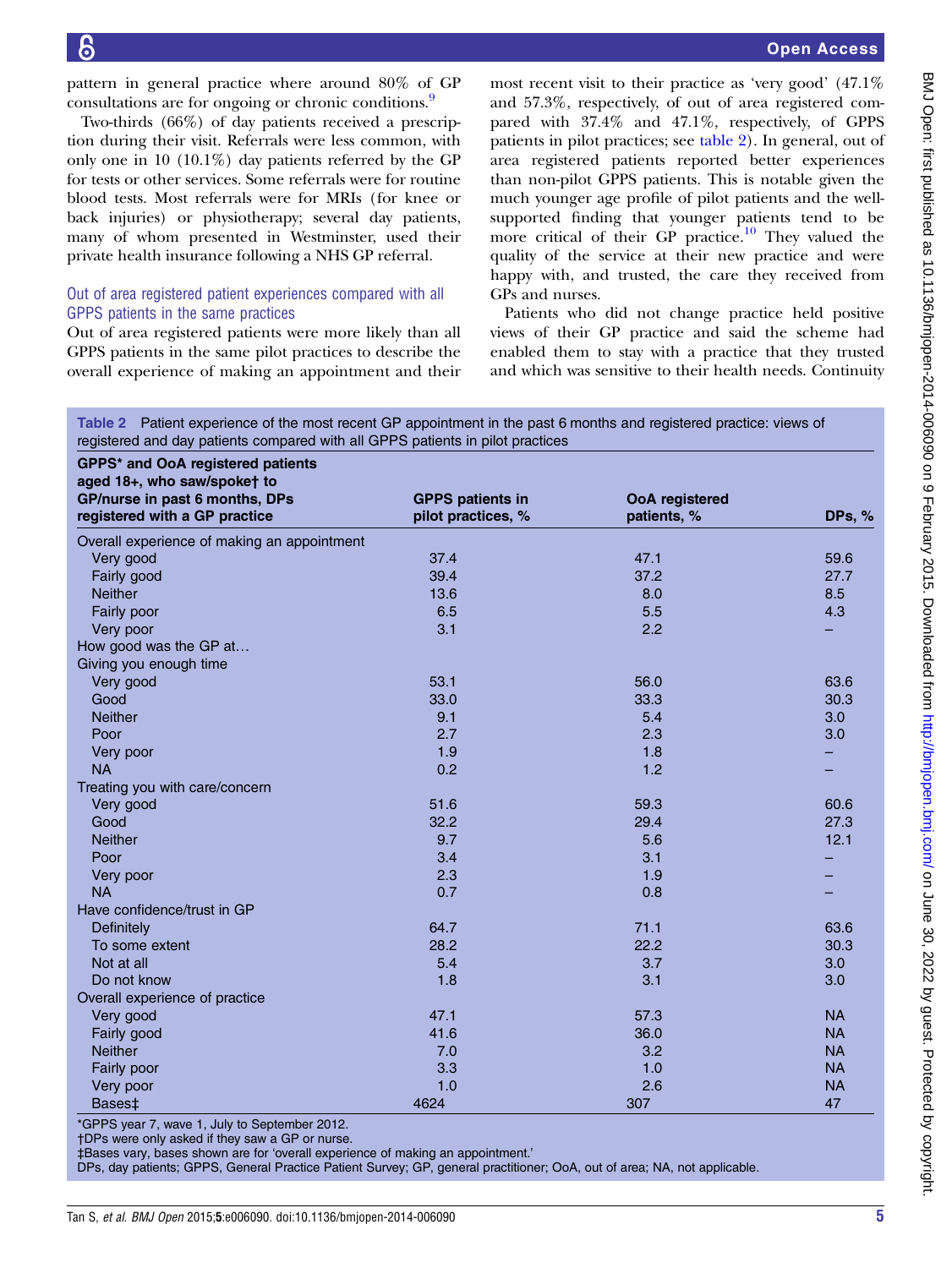pattern in general practice where around 80% of GP consultations are for ongoing or chronic conditions.[9]

Two-thirds (66%) of day patients received a prescription during their visit. Referrals were less common, with only one in 10 (10.1%) day patients referred by the GP for tests or other services. Some referrals were for routine blood tests. Most referrals were for MRIs (for knee or back injuries) or physiotherapy; several day patients, many of whom presented in Westminster, used their private health insurance following a NHS GP referral.

### Out of area registered patient experiences compared with all GPPS patients in the same practices

Out of area registered patients were more likely than all GPPS patients in the same pilot practices to describe the overall experience of making an appointment and their most recent visit to their practice as 'very good' (47.1% and 57.3%, respectively, of out of area registered compared with 37.4% and 47.1%, respectively, of GPPS patients in pilot practices; see table 2). In general, out of area registered patients reported better experiences than non-pilot GPPS patients. This is notable given the much younger age profile of pilot patients and the well-supported finding that younger patients tend to be more critical of their GP practice.[10] They valued the quality of the service at their new practice and were happy with, and trusted, the care they received from GPs and nurses.

Patients who did not change practice held positive views of their GP practice and said the scheme had enabled them to stay with a practice that they trusted and which was sensitive to their health needs. Continuity

**Table 2** Patient experience of the most recent GP appointment in the past 6 months and registered practice: views of registered and day patients compared with all GPPS patients in pilot practices

| GPPS* and OoA registered patients aged 18+, who saw/spoke† to GP/nurse in past 6 months, DPs registered with a GP practice | GPPS patients in pilot practices, % | OoA registered patients, % | DPs, % |
|---|---|---|---|
| Overall experience of making an appointment | | | |
| Very good | 37.4 | 47.1 | 59.6 |
| Fairly good | 39.4 | 37.2 | 27.7 |
| Neither | 13.6 | 8.0 | 8.5 |
| Fairly poor | 6.5 | 5.5 | 4.3 |
| Very poor | 3.1 | 2.2 | – |
| How good was the GP at… | | | |
| Giving you enough time | | | |
| Very good | 53.1 | 56.0 | 63.6 |
| Good | 33.0 | 33.3 | 30.3 |
| Neither | 9.1 | 5.4 | 3.0 |
| Poor | 2.7 | 2.3 | 3.0 |
| Very poor | 1.9 | 1.8 | – |
| NA | 0.2 | 1.2 | – |
| Treating you with care/concern | | | |
| Very good | 51.6 | 59.3 | 60.6 |
| Good | 32.2 | 29.4 | 27.3 |
| Neither | 9.7 | 5.6 | 12.1 |
| Poor | 3.4 | 3.1 | – |
| Very poor | 2.3 | 1.9 | – |
| NA | 0.7 | 0.8 | – |
| Have confidence/trust in GP | | | |
| Definitely | 64.7 | 71.1 | 63.6 |
| To some extent | 28.2 | 22.2 | 30.3 |
| Not at all | 5.4 | 3.7 | 3.0 |
| Do not know | 1.8 | 3.1 | 3.0 |
| Overall experience of practice | | | |
| Very good | 47.1 | 57.3 | NA |
| Fairly good | 41.6 | 36.0 | NA |
| Neither | 7.0 | 3.2 | NA |
| Fairly poor | 3.3 | 1.0 | NA |
| Very poor | 1.0 | 2.6 | NA |
| Bases‡ | 4624 | 307 | 47 |

*GPPS year 7, wave 1, July to September 2012.
†DPs were only asked if they saw a GP or nurse.
‡Bases vary, bases shown are for 'overall experience of making an appointment.'
DPs, day patients; GPPS, General Practice Patient Survey; GP, general practitioner; OoA, out of area; NA, not applicable.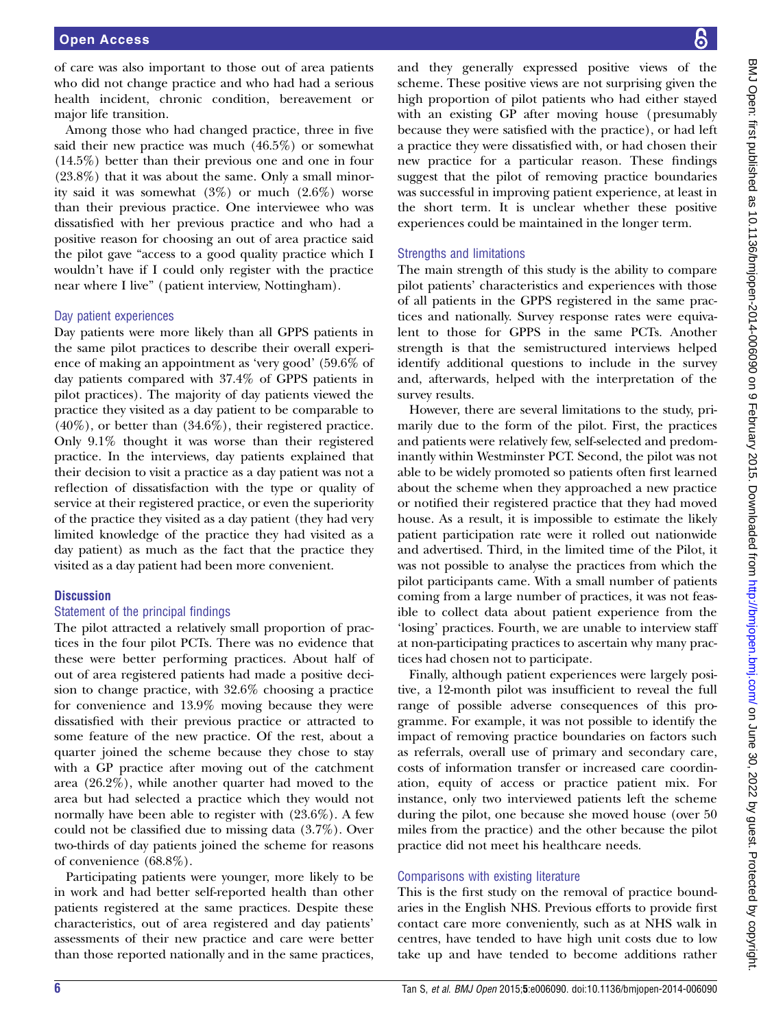of care was also important to those out of area patients who did not change practice and who had had a serious health incident, chronic condition, bereavement or major life transition.

Among those who had changed practice, three in five said their new practice was much (46.5%) or somewhat (14.5%) better than their previous one and one in four (23.8%) that it was about the same. Only a small minority said it was somewhat (3%) or much (2.6%) worse than their previous practice. One interviewee who was dissatisfied with her previous practice and who had a positive reason for choosing an out of area practice said the pilot gave "access to a good quality practice which I wouldn't have if I could only register with the practice near where I live" (patient interview, Nottingham).

### Day patient experiences

Day patients were more likely than all GPPS patients in the same pilot practices to describe their overall experience of making an appointment as 'very good' (59.6% of day patients compared with 37.4% of GPPS patients in pilot practices). The majority of day patients viewed the practice they visited as a day patient to be comparable to (40%), or better than (34.6%), their registered practice. Only 9.1% thought it was worse than their registered practice. In the interviews, day patients explained that their decision to visit a practice as a day patient was not a reflection of dissatisfaction with the type or quality of service at their registered practice, or even the superiority of the practice they visited as a day patient (they had very limited knowledge of the practice they had visited as a day patient) as much as the fact that the practice they visited as a day patient had been more convenient.

## Discussion

### Statement of the principal findings

The pilot attracted a relatively small proportion of practices in the four pilot PCTs. There was no evidence that these were better performing practices. About half of out of area registered patients had made a positive decision to change practice, with 32.6% choosing a practice for convenience and 13.9% moving because they were dissatisfied with their previous practice or attracted to some feature of the new practice. Of the rest, about a quarter joined the scheme because they chose to stay with a GP practice after moving out of the catchment area (26.2%), while another quarter had moved to the area but had selected a practice which they would not normally have been able to register with (23.6%). A few could not be classified due to missing data (3.7%). Over two-thirds of day patients joined the scheme for reasons of convenience (68.8%).

Participating patients were younger, more likely to be in work and had better self-reported health than other patients registered at the same practices. Despite these characteristics, out of area registered and day patients' assessments of their new practice and care were better than those reported nationally and in the same practices, and they generally expressed positive views of the scheme. These positive views are not surprising given the high proportion of pilot patients who had either stayed with an existing GP after moving house (presumably because they were satisfied with the practice), or had left a practice they were dissatisfied with, or had chosen their new practice for a particular reason. These findings suggest that the pilot of removing practice boundaries was successful in improving patient experience, at least in the short term. It is unclear whether these positive experiences could be maintained in the longer term.

### Strengths and limitations

The main strength of this study is the ability to compare pilot patients' characteristics and experiences with those of all patients in the GPPS registered in the same practices and nationally. Survey response rates were equivalent to those for GPPS in the same PCTs. Another strength is that the semistructured interviews helped identify additional questions to include in the survey and, afterwards, helped with the interpretation of the survey results.

However, there are several limitations to the study, primarily due to the form of the pilot. First, the practices and patients were relatively few, self-selected and predominantly within Westminster PCT. Second, the pilot was not able to be widely promoted so patients often first learned about the scheme when they approached a new practice or notified their registered practice that they had moved house. As a result, it is impossible to estimate the likely patient participation rate were it rolled out nationwide and advertised. Third, in the limited time of the Pilot, it was not possible to analyse the practices from which the pilot participants came. With a small number of patients coming from a large number of practices, it was not feasible to collect data about patient experience from the 'losing' practices. Fourth, we are unable to interview staff at non-participating practices to ascertain why many practices had chosen not to participate.

Finally, although patient experiences were largely positive, a 12-month pilot was insufficient to reveal the full range of possible adverse consequences of this programme. For example, it was not possible to identify the impact of removing practice boundaries on factors such as referrals, overall use of primary and secondary care, costs of information transfer or increased care coordination, equity of access or practice patient mix. For instance, only two interviewed patients left the scheme during the pilot, one because she moved house (over 50 miles from the practice) and the other because the pilot practice did not meet his healthcare needs.

### Comparisons with existing literature

This is the first study on the removal of practice boundaries in the English NHS. Previous efforts to provide first contact care more conveniently, such as at NHS walk in centres, have tended to have high unit costs due to low take up and have tended to become additions rather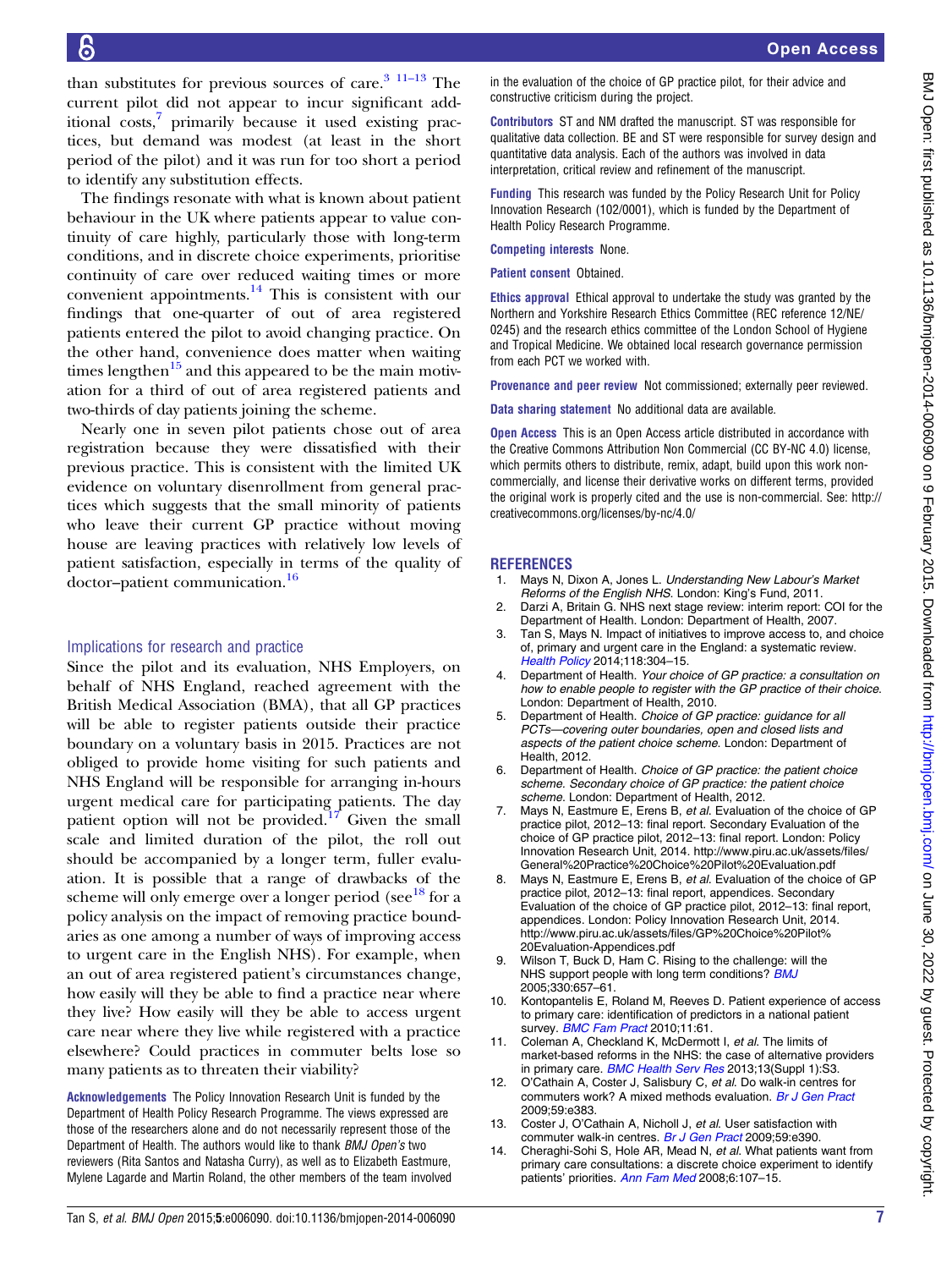than substitutes for previous sources of care.[3 11–13] The current pilot did not appear to incur significant additional costs,[7] primarily because it used existing practices, but demand was modest (at least in the short period of the pilot) and it was run for too short a period to identify any substitution effects.

The findings resonate with what is known about patient behaviour in the UK where patients appear to value continuity of care highly, particularly those with long-term conditions, and in discrete choice experiments, prioritise continuity of care over reduced waiting times or more convenient appointments.[14] This is consistent with our findings that one-quarter of out of area registered patients entered the pilot to avoid changing practice. On the other hand, convenience does matter when waiting times lengthen[15] and this appeared to be the main motivation for a third of out of area registered patients and two-thirds of day patients joining the scheme.

Nearly one in seven pilot patients chose out of area registration because they were dissatisfied with their previous practice. This is consistent with the limited UK evidence on voluntary disenrollment from general practices which suggests that the small minority of patients who leave their current GP practice without moving house are leaving practices with relatively low levels of patient satisfaction, especially in terms of the quality of doctor–patient communication.[16]

## Implications for research and practice

Since the pilot and its evaluation, NHS Employers, on behalf of NHS England, reached agreement with the British Medical Association (BMA), that all GP practices will be able to register patients outside their practice boundary on a voluntary basis in 2015. Practices are not obliged to provide home visiting for such patients and NHS England will be responsible for arranging in-hours urgent medical care for participating patients. The day patient option will not be provided.[17] Given the small scale and limited duration of the pilot, the roll out should be accompanied by a longer term, fuller evaluation. It is possible that a range of drawbacks of the scheme will only emerge over a longer period (see[18] for a policy analysis on the impact of removing practice boundaries as one among a number of ways of improving access to urgent care in the English NHS). For example, when an out of area registered patient's circumstances change, how easily will they be able to find a practice near where they live? How easily will they be able to access urgent care near where they live while registered with a practice elsewhere? Could practices in commuter belts lose so many patients as to threaten their viability?

**Acknowledgements** The Policy Innovation Research Unit is funded by the Department of Health Policy Research Programme. The views expressed are those of the researchers alone and do not necessarily represent those of the Department of Health. The authors would like to thank *BMJ Open*'s two reviewers (Rita Santos and Natasha Curry), as well as to Elizabeth Eastmure, Mylene Lagarde and Martin Roland, the other members of the team involved in the evaluation of the choice of GP practice pilot, for their advice and constructive criticism during the project.

**Contributors** ST and NM drafted the manuscript. ST was responsible for qualitative data collection. BE and ST were responsible for survey design and quantitative data analysis. Each of the authors was involved in data interpretation, critical review and refinement of the manuscript.

**Funding** This research was funded by the Policy Research Unit for Policy Innovation Research (102/0001), which is funded by the Department of Health Policy Research Programme.

**Competing interests** None.

**Patient consent** Obtained.

**Ethics approval** Ethical approval to undertake the study was granted by the Northern and Yorkshire Research Ethics Committee (REC reference 12/NE/0245) and the research ethics committee of the London School of Hygiene and Tropical Medicine. We obtained local research governance permission from each PCT we worked with.

**Provenance and peer review** Not commissioned; externally peer reviewed.

**Data sharing statement** No additional data are available.

**Open Access** This is an Open Access article distributed in accordance with the Creative Commons Attribution Non Commercial (CC BY-NC 4.0) license, which permits others to distribute, remix, adapt, build upon this work non-commercially, and license their derivative works on different terms, provided the original work is properly cited and the use is non-commercial. See: http://creativecommons.org/licenses/by-nc/4.0/

## REFERENCES

1. Mays N, Dixon A, Jones L. *Understanding New Labour's Market Reforms of the English NHS*. London: King's Fund, 2011.
2. Darzi A, Britain G. NHS next stage review: interim report: COI for the Department of Health. London: Department of Health, 2007.
3. Tan S, Mays N. Impact of initiatives to improve access to, and choice of, primary and urgent care in the England: a systematic review. *Health Policy* 2014;118:304–15.
4. Department of Health. *Your choice of GP practice: a consultation on how to enable people to register with the GP practice of their choice*. London: Department of Health, 2010.
5. Department of Health. *Choice of GP practice: guidance for all PCTs—covering outer boundaries, open and closed lists and aspects of the patient choice scheme*. London: Department of Health, 2012.
6. Department of Health. *Choice of GP practice: the patient choice scheme. Secondary choice of GP practice: the patient choice scheme*. London: Department of Health, 2012.
7. Mays N, Eastmure E, Erens B, *et al*. Evaluation of the choice of GP practice pilot, 2012–13: final report. Secondary Evaluation of the choice of GP practice pilot, 2012–13: final report. London: Policy Innovation Research Unit, 2014. http://www.piru.ac.uk/assets/files/General%20Practice%20Choice%20Pilot%20Evaluation.pdf
8. Mays N, Eastmure E, Erens B, *et al*. Evaluation of the choice of GP practice pilot, 2012–13: final report, appendices. Secondary Evaluation of the choice of GP practice pilot, 2012–13: final report, appendices. London: Policy Innovation Research Unit, 2014. http://www.piru.ac.uk/assets/files/GP%20Choice%20Pilot%20Evaluation-Appendices.pdf
9. Wilson T, Buck D, Ham C. Rising to the challenge: will the NHS support people with long term conditions? *BMJ* 2005;330:657–61.
10. Kontopantelis E, Roland M, Reeves D. Patient experience of access to primary care: identification of predictors in a national patient survey. *BMC Fam Pract* 2010;11:61.
11. Coleman A, Checkland K, McDermott I, *et al*. The limits of market-based reforms in the NHS: the case of alternative providers in primary care. *BMC Health Serv Res* 2013;13(Suppl 1):S3.
12. O'Cathain A, Coster J, Salisbury C, *et al*. Do walk-in centres for commuters work? A mixed methods evaluation. *Br J Gen Pract* 2009;59:e383.
13. Coster J, O'Cathain A, Nicholl J, *et al*. User satisfaction with commuter walk-in centres. *Br J Gen Pract* 2009;59:e390.
14. Cheraghi-Sohi S, Hole AR, Mead N, *et al*. What patients want from primary care consultations: a discrete choice experiment to identify patients' priorities. *Ann Fam Med* 2008;6:107–15.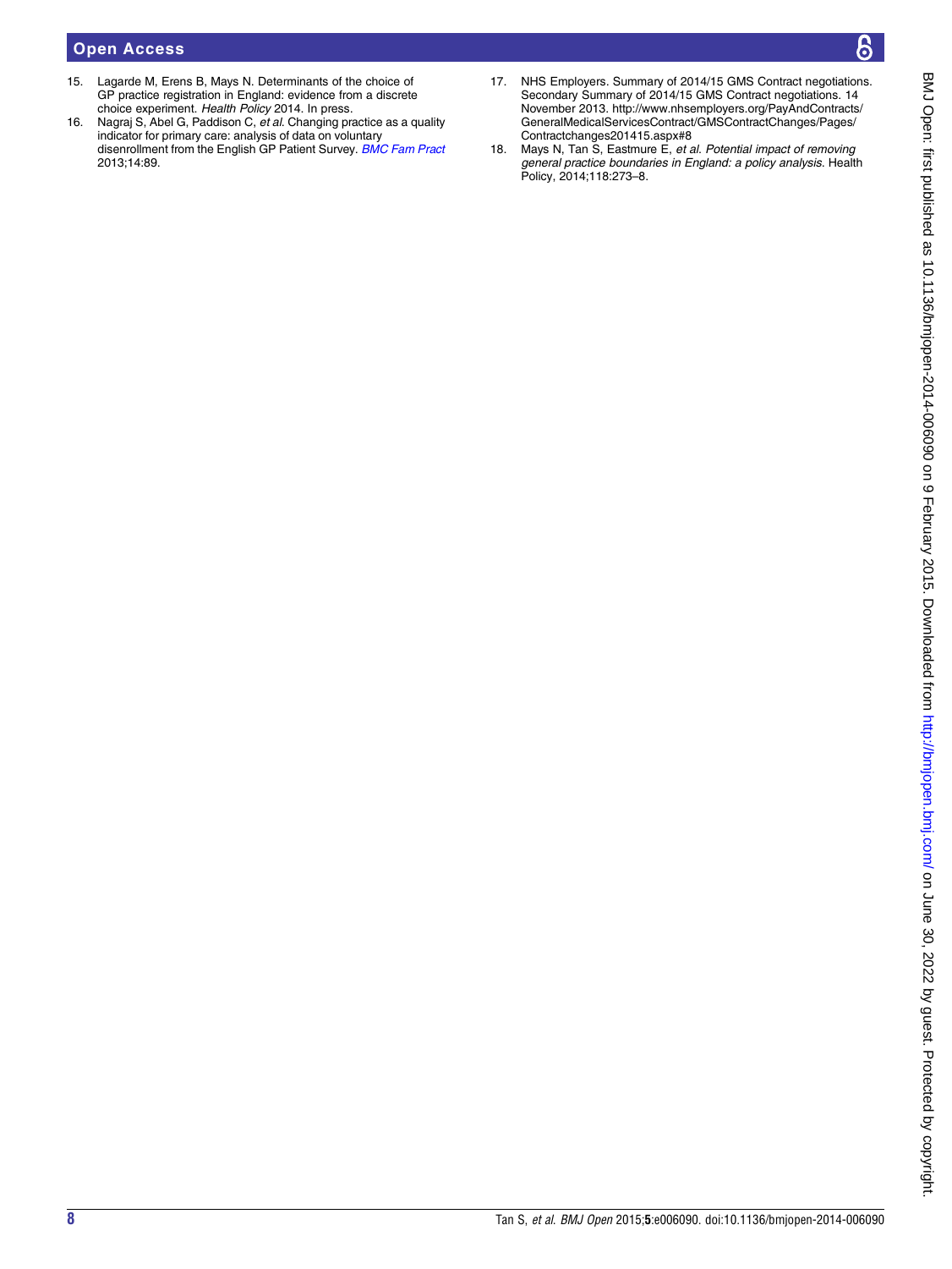15. Lagarde M, Erens B, Mays N. Determinants of the choice of GP practice registration in England: evidence from a discrete choice experiment. *Health Policy* 2014. In press.
16. Nagraj S, Abel G, Paddison C, *et al*. Changing practice as a quality indicator for primary care: analysis of data on voluntary disenrollment from the English GP Patient Survey. *BMC Fam Pract* 2013;14:89.
17. NHS Employers. Summary of 2014/15 GMS Contract negotiations. Secondary Summary of 2014/15 GMS Contract negotiations. 14 November 2013. http://www.nhsemployers.org/PayAndContracts/GeneralMedicalServicesContract/GMSContractChanges/Pages/Contractchanges201415.aspx#8
18. Mays N, Tan S, Eastmure E, *et al. Potential impact of removing general practice boundaries in England: a policy analysis.* Health Policy, 2014;118:273–8.